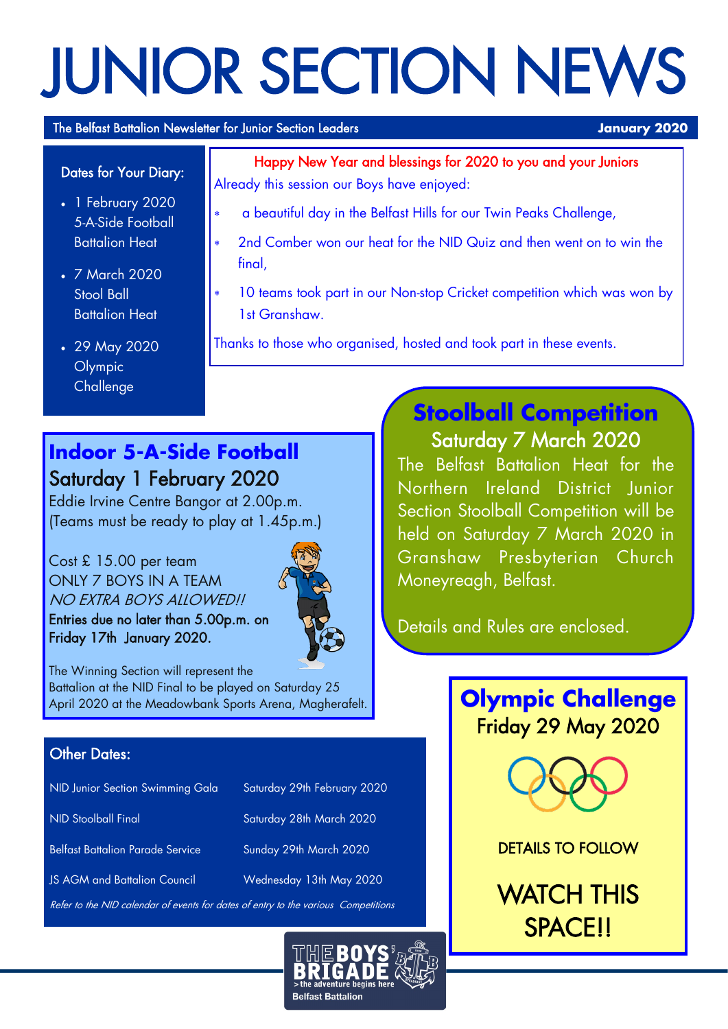# JUNIOR SECTION NEWS

The Belfast Battalion Newsletter for Junior Section Leaders — **January 2020**

### Dates for Your Diary:

- 1 February 2020 5-A-Side Football Battalion Heat
- 7 March 2020 Stool Ball Battalion Heat
- 29 May 2020 Olympic Challenge

Happy New Year and blessings for 2020 to you and your Juniors

Already this session our Boys have enjoyed:

- a beautiful day in the Belfast Hills for our Twin Peaks Challenge,
- 2nd Comber won our heat for the NID Quiz and then went on to win the final,
- 10 teams took part in our Non-stop Cricket competition which was won by 1st Granshaw.

Thanks to those who organised, hosted and took part in these events.

## Indoor 5-A-Side Football

### Saturday 1 February 2020

Eddie Irvine Centre Bangor at 2.00p.m.
(Teams must be ready to play at 1.45p.m.)

Cost £ 15.00 per team
ONLY 7 BOYS IN A TEAM
*NO EXTRA BOYS ALLOWED!!*
**Entries due no later than 5.00p.m. on Friday 17th January 2020.**

The Winning Section will represent the Battalion at the NID Final to be played on Saturday 25 April 2020 at the Meadowbank Sports Arena, Magherafelt.

## Stoolball Competition

### Saturday 7 March 2020

The Belfast Battalion Heat for the Northern Ireland District Junior Section Stoolball Competition will be held on Saturday 7 March 2020 in Granshaw Presbyterian Church Moneyreagh, Belfast.

Details and Rules are enclosed.

### Other Dates:

| | |
|---|---|
| NID Junior Section Swimming Gala | Saturday 29th February 2020 |
| NID Stoolball Final | Saturday 28th March 2020 |
| Belfast Battalion Parade Service | Sunday 29th March 2020 |
| JS AGM and Battalion Council | Wednesday 13th May 2020 |

*Refer to the NID calendar of events for dates of entry to the various Competitions*

## Olympic Challenge

### Friday 29 May 2020

DETAILS TO FOLLOW

WATCH THIS SPACE!!

THE BOYS' BRIGADE
> the adventure begins here
Belfast Battalion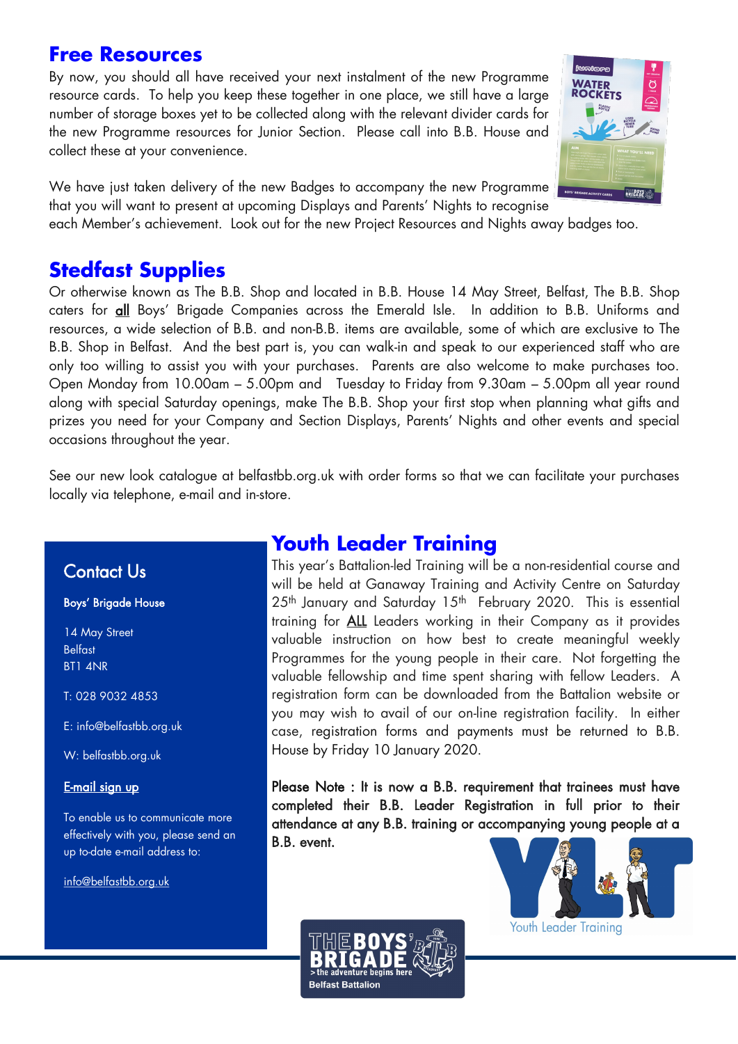## Free Resources

By now, you should all have received your next instalment of the new Programme resource cards. To help you keep these together in one place, we still have a large number of storage boxes yet to be collected along with the relevant divider cards for the new Programme resources for Junior Section. Please call into B.B. House and collect these at your convenience.

We have just taken delivery of the new Badges to accompany the new Programme that you will want to present at upcoming Displays and Parents' Nights to recognise each Member's achievement. Look out for the new Project Resources and Nights away badges too.

## Stedfast Supplies

Or otherwise known as The B.B. Shop and located in B.B. House 14 May Street, Belfast, The B.B. Shop caters for all Boys' Brigade Companies across the Emerald Isle. In addition to B.B. Uniforms and resources, a wide selection of B.B. and non-B.B. items are available, some of which are exclusive to The B.B. Shop in Belfast. And the best part is, you can walk-in and speak to our experienced staff who are only too willing to assist you with your purchases. Parents are also welcome to make purchases too. Open Monday from 10.00am – 5.00pm and Tuesday to Friday from 9.30am – 5.00pm all year round along with special Saturday openings, make The B.B. Shop your first stop when planning what gifts and prizes you need for your Company and Section Displays, Parents' Nights and other events and special occasions throughout the year.

See our new look catalogue at belfastbb.org.uk with order forms so that we can facilitate your purchases locally via telephone, e-mail and in-store.

## Contact Us

**Boys' Brigade House**

14 May Street
Belfast
BT1 4NR

T: 028 9032 4853

E: info@belfastbb.org.uk

W: belfastbb.org.uk

**E-mail sign up**

To enable us to communicate more effectively with you, please send an up to-date e-mail address to:

info@belfastbb.org.uk

## Youth Leader Training

This year's Battalion-led Training will be a non-residential course and will be held at Ganaway Training and Activity Centre on Saturday 25th January and Saturday 15th February 2020. This is essential training for ALL Leaders working in their Company as it provides valuable instruction on how best to create meaningful weekly Programmes for the young people in their care. Not forgetting the valuable fellowship and time spent sharing with fellow Leaders. A registration form can be downloaded from the Battalion website or you may wish to avail of our on-line registration facility. In either case, registration forms and payments must be returned to B.B. House by Friday 10 January 2020.

**Please Note : It is now a B.B. requirement that trainees must have completed their B.B. Leader Registration in full prior to their attendance at any B.B. training or accompanying young people at a B.B. event.**

Youth Leader Training

THE BOYS' BRIGADE
> the adventure begins here
Belfast Battalion